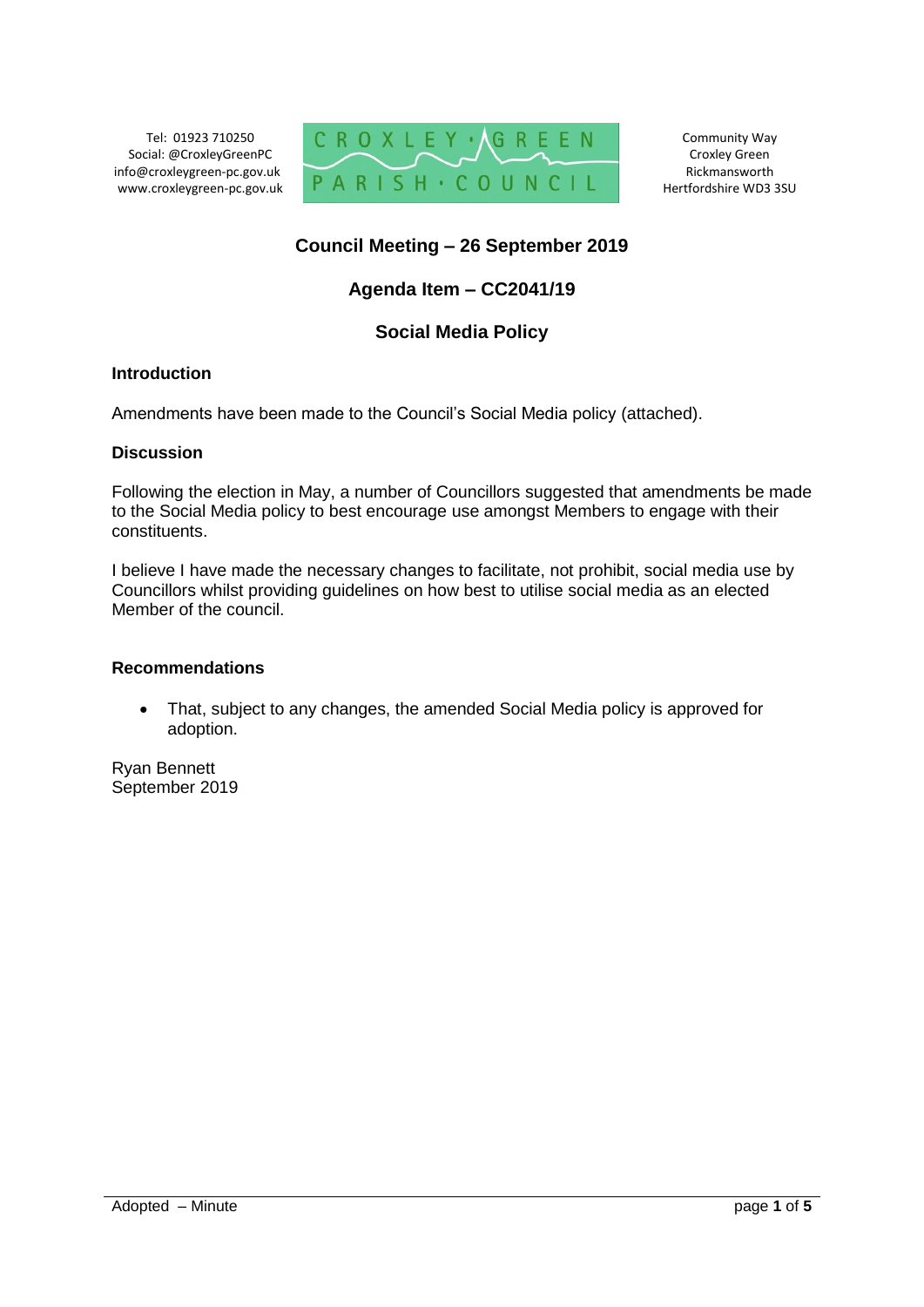Tel: 01923 710250
Social: @CroxleyGreenPC
info@croxleygreen-pc.gov.uk
www.croxleygreen-pc.gov.uk

CROXLEY · GREEN
PARISH · COUNCIL

Community Way
Croxley Green
Rickmansworth
Hertfordshire WD3 3SU

# Council Meeting – 26 September 2019

## Agenda Item – CC2041/19

## Social Media Policy

### Introduction

Amendments have been made to the Council's Social Media policy (attached).

### Discussion

Following the election in May, a number of Councillors suggested that amendments be made to the Social Media policy to best encourage use amongst Members to engage with their constituents.

I believe I have made the necessary changes to facilitate, not prohibit, social media use by Councillors whilst providing guidelines on how best to utilise social media as an elected Member of the council.

### Recommendations

- That, subject to any changes, the amended Social Media policy is approved for adoption.

Ryan Bennett
September 2019

Adopted – Minute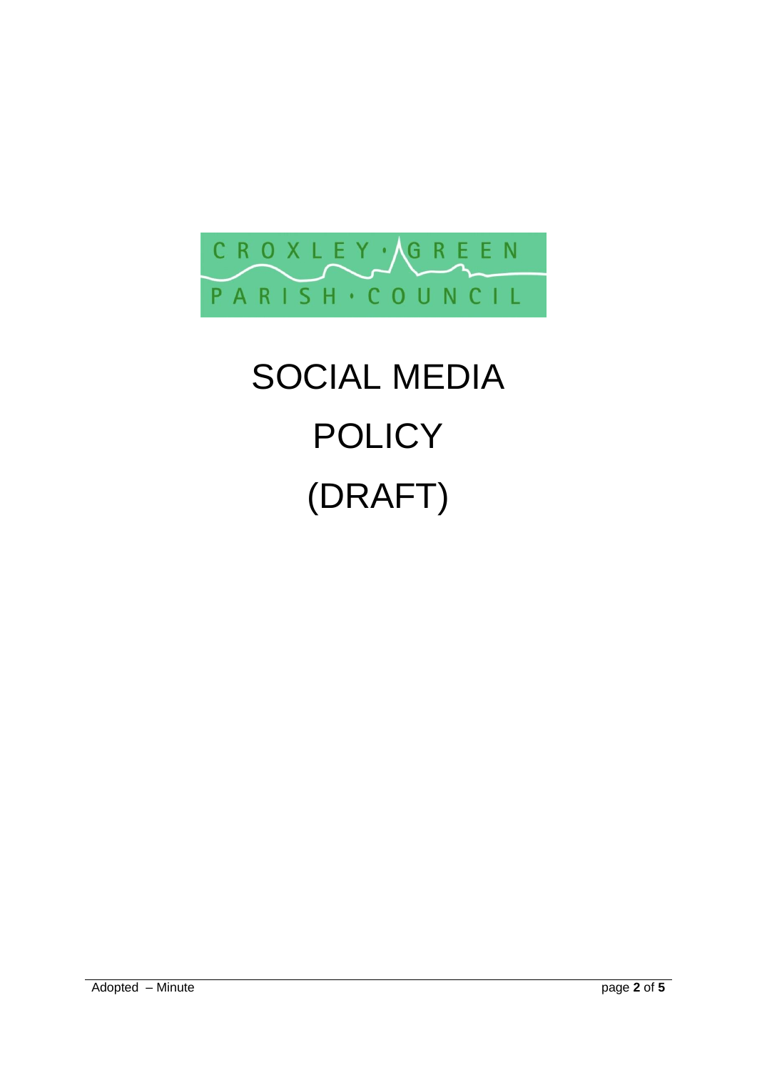CROXLEY · GREEN
PARISH · COUNCIL

# SOCIAL MEDIA POLICY (DRAFT)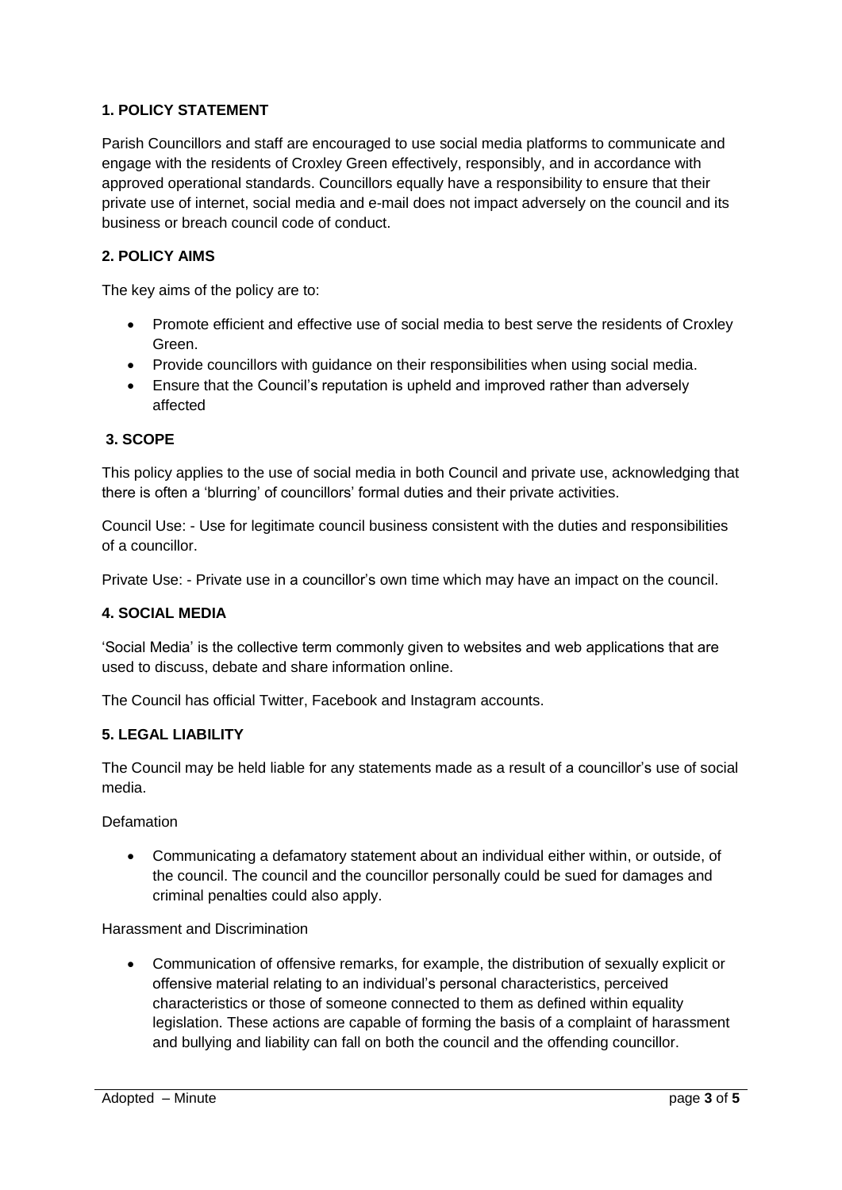## 1. POLICY STATEMENT

Parish Councillors and staff are encouraged to use social media platforms to communicate and engage with the residents of Croxley Green effectively, responsibly, and in accordance with approved operational standards. Councillors equally have a responsibility to ensure that their private use of internet, social media and e-mail does not impact adversely on the council and its business or breach council code of conduct.

## 2. POLICY AIMS

The key aims of the policy are to:

- Promote efficient and effective use of social media to best serve the residents of Croxley Green.
- Provide councillors with guidance on their responsibilities when using social media.
- Ensure that the Council's reputation is upheld and improved rather than adversely affected

## 3. SCOPE

This policy applies to the use of social media in both Council and private use, acknowledging that there is often a 'blurring' of councillors' formal duties and their private activities.

Council Use: - Use for legitimate council business consistent with the duties and responsibilities of a councillor.

Private Use: - Private use in a councillor's own time which may have an impact on the council.

## 4. SOCIAL MEDIA

'Social Media' is the collective term commonly given to websites and web applications that are used to discuss, debate and share information online.

The Council has official Twitter, Facebook and Instagram accounts.

## 5. LEGAL LIABILITY

The Council may be held liable for any statements made as a result of a councillor's use of social media.

Defamation

- Communicating a defamatory statement about an individual either within, or outside, of the council. The council and the councillor personally could be sued for damages and criminal penalties could also apply.

Harassment and Discrimination

- Communication of offensive remarks, for example, the distribution of sexually explicit or offensive material relating to an individual's personal characteristics, perceived characteristics or those of someone connected to them as defined within equality legislation. These actions are capable of forming the basis of a complaint of harassment and bullying and liability can fall on both the council and the offending councillor.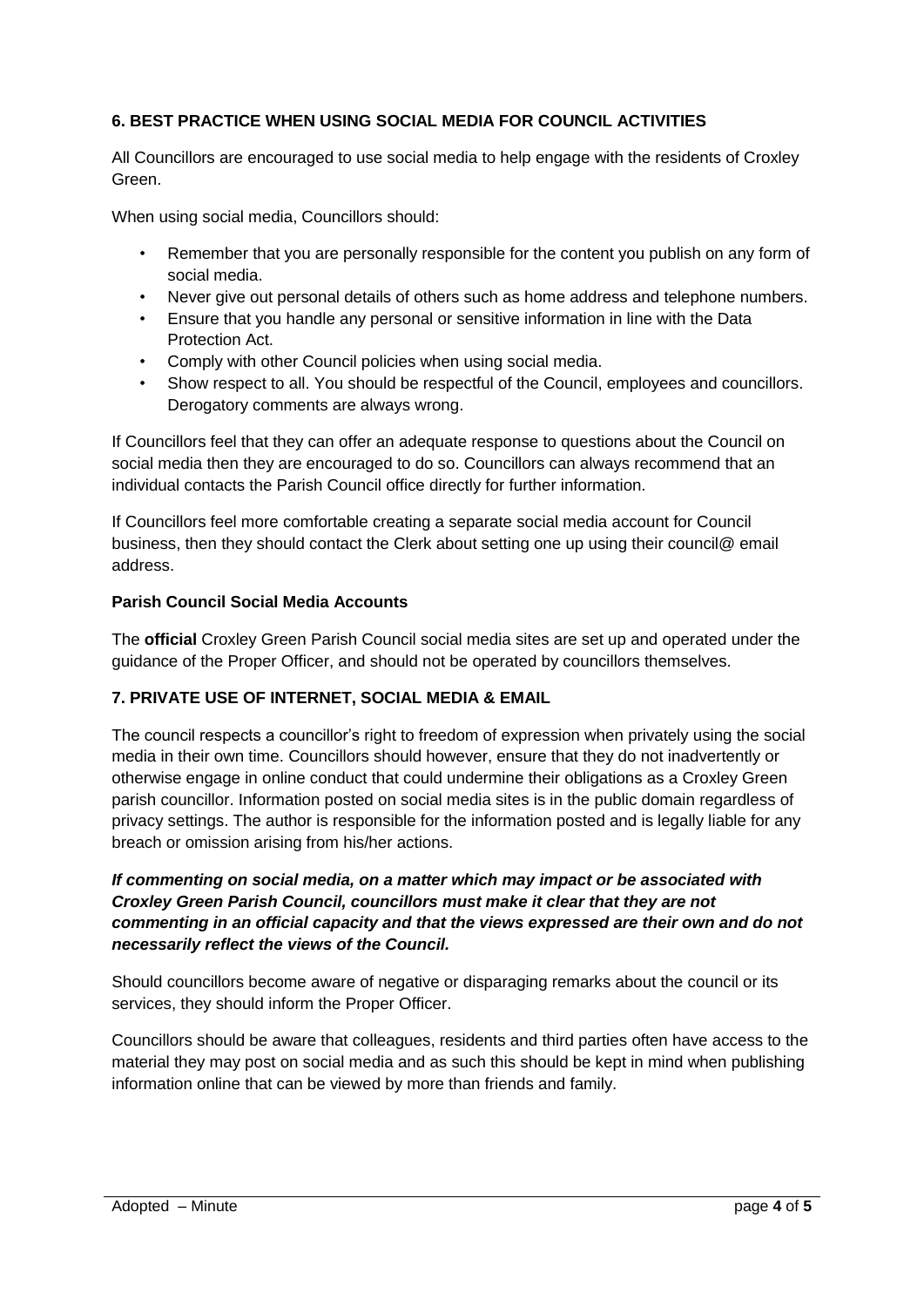## 6. BEST PRACTICE WHEN USING SOCIAL MEDIA FOR COUNCIL ACTIVITIES

All Councillors are encouraged to use social media to help engage with the residents of Croxley Green.

When using social media, Councillors should:

- Remember that you are personally responsible for the content you publish on any form of social media.
- Never give out personal details of others such as home address and telephone numbers.
- Ensure that you handle any personal or sensitive information in line with the Data Protection Act.
- Comply with other Council policies when using social media.
- Show respect to all. You should be respectful of the Council, employees and councillors. Derogatory comments are always wrong.

If Councillors feel that they can offer an adequate response to questions about the Council on social media then they are encouraged to do so. Councillors can always recommend that an individual contacts the Parish Council office directly for further information.

If Councillors feel more comfortable creating a separate social media account for Council business, then they should contact the Clerk about setting one up using their council@ email address.

**Parish Council Social Media Accounts**

The **official** Croxley Green Parish Council social media sites are set up and operated under the guidance of the Proper Officer, and should not be operated by councillors themselves.

## 7. PRIVATE USE OF INTERNET, SOCIAL MEDIA & EMAIL

The council respects a councillor's right to freedom of expression when privately using the social media in their own time. Councillors should however, ensure that they do not inadvertently or otherwise engage in online conduct that could undermine their obligations as a Croxley Green parish councillor. Information posted on social media sites is in the public domain regardless of privacy settings. The author is responsible for the information posted and is legally liable for any breach or omission arising from his/her actions.

***If commenting on social media, on a matter which may impact or be associated with Croxley Green Parish Council, councillors must make it clear that they are not commenting in an official capacity and that the views expressed are their own and do not necessarily reflect the views of the Council.***

Should councillors become aware of negative or disparaging remarks about the council or its services, they should inform the Proper Officer.

Councillors should be aware that colleagues, residents and third parties often have access to the material they may post on social media and as such this should be kept in mind when publishing information online that can be viewed by more than friends and family.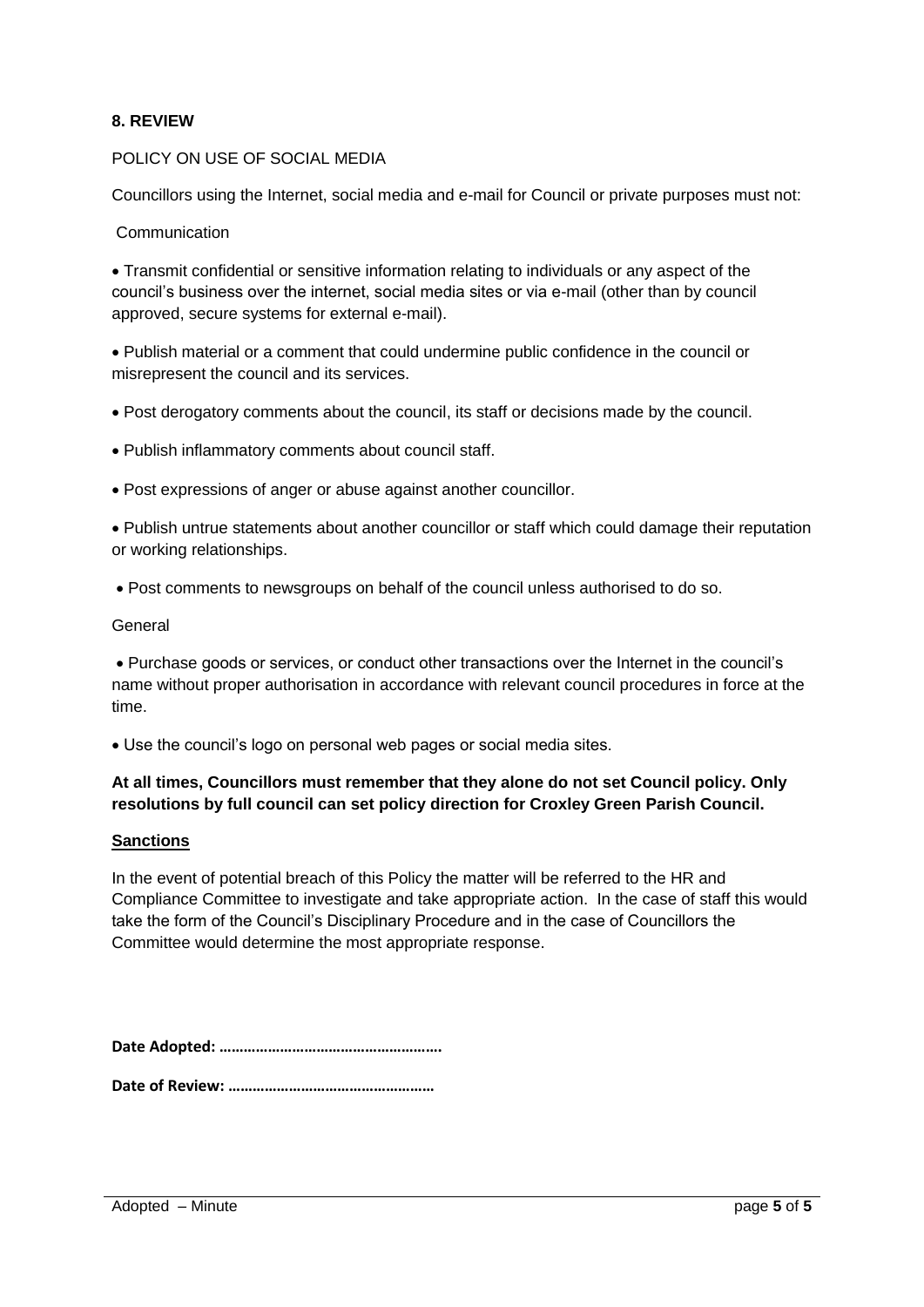## 8. REVIEW

POLICY ON USE OF SOCIAL MEDIA

Councillors using the Internet, social media and e-mail for Council or private purposes must not:

Communication

- Transmit confidential or sensitive information relating to individuals or any aspect of the council's business over the internet, social media sites or via e-mail (other than by council approved, secure systems for external e-mail).
- Publish material or a comment that could undermine public confidence in the council or misrepresent the council and its services.
- Post derogatory comments about the council, its staff or decisions made by the council.
- Publish inflammatory comments about council staff.
- Post expressions of anger or abuse against another councillor.
- Publish untrue statements about another councillor or staff which could damage their reputation or working relationships.
- Post comments to newsgroups on behalf of the council unless authorised to do so.

General

- Purchase goods or services, or conduct other transactions over the Internet in the council's name without proper authorisation in accordance with relevant council procedures in force at the time.
- Use the council's logo on personal web pages or social media sites.

**At all times, Councillors must remember that they alone do not set Council policy. Only resolutions by full council can set policy direction for Croxley Green Parish Council.**

**Sanctions**

In the event of potential breach of this Policy the matter will be referred to the HR and Compliance Committee to investigate and take appropriate action. In the case of staff this would take the form of the Council's Disciplinary Procedure and in the case of Councillors the Committee would determine the most appropriate response.

**Date Adopted: ……………………………………………….**

**Date of Review: ……………………………………………**

Adopted – Minute